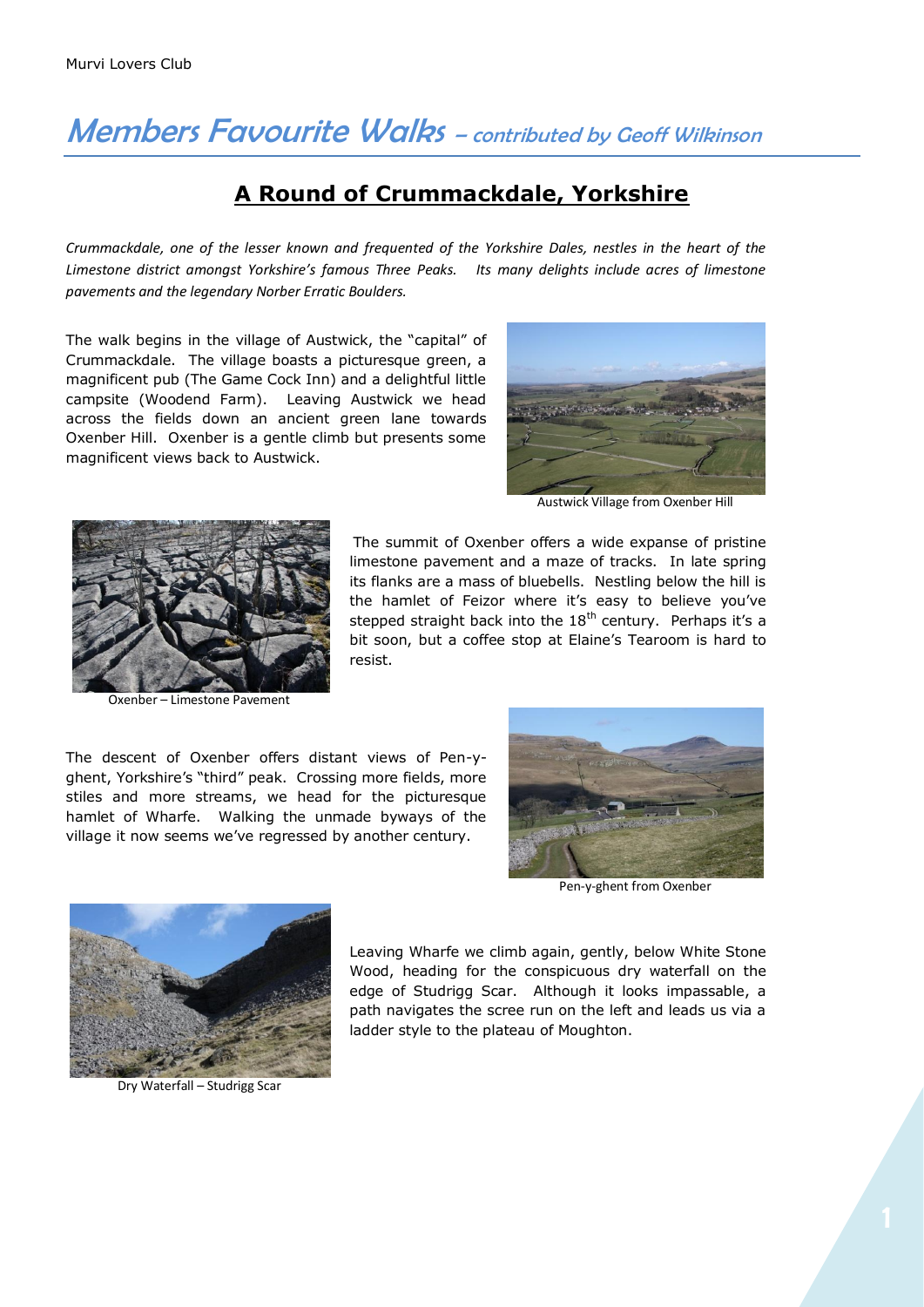# Members Favourite Walks – contributed by Geoff Wilkinson

## A Round of Crummackdale, Yorkshire

*Crummackdale, one of the lesser known and frequented of the Yorkshire Dales, nestles in the heart of the Limestone district amongst Yorkshire's famous Three Peaks. Its many delights include acres of limestone pavements and the legendary Norber Erratic Boulders.*

The walk begins in the village of Austwick, the "capital" of Crummackdale. The village boasts a picturesque green, a magnificent pub (The Game Cock Inn) and a delightful little campsite (Woodend Farm). Leaving Austwick we head across the fields down an ancient green lane towards Oxenber Hill. Oxenber is a gentle climb but presents some magnificent views back to Austwick.

Austwick Village from Oxenber Hill

The summit of Oxenber offers a wide expanse of pristine limestone pavement and a maze of tracks. In late spring its flanks are a mass of bluebells. Nestling below the hill is the hamlet of Feizor where it's easy to believe you've stepped straight back into the 18th century. Perhaps it's a bit soon, but a coffee stop at Elaine's Tearoom is hard to resist.

Oxenber – Limestone Pavement

The descent of Oxenber offers distant views of Pen-y-ghent, Yorkshire's "third" peak. Crossing more fields, more stiles and more streams, we head for the picturesque hamlet of Wharfe. Walking the unmade byways of the village it now seems we've regressed by another century.

Pen-y-ghent from Oxenber

Leaving Wharfe we climb again, gently, below White Stone Wood, heading for the conspicuous dry waterfall on the edge of Studrigg Scar. Although it looks impassable, a path navigates the scree run on the left and leads us via a ladder style to the plateau of Moughton.

Dry Waterfall – Studrigg Scar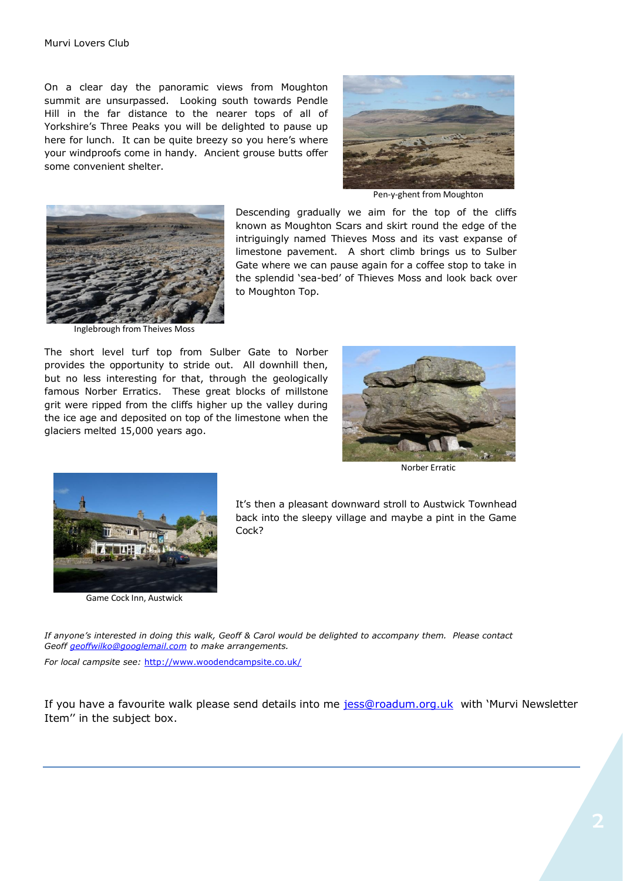On a clear day the panoramic views from Moughton summit are unsurpassed. Looking south towards Pendle Hill in the far distance to the nearer tops of all of Yorkshire's Three Peaks you will be delighted to pause up here for lunch. It can be quite breezy so you here's where your windproofs come in handy. Ancient grouse butts offer some convenient shelter.

Pen-y-ghent from Moughton

Descending gradually we aim for the top of the cliffs known as Moughton Scars and skirt round the edge of the intriguingly named Thieves Moss and its vast expanse of limestone pavement. A short climb brings us to Sulber Gate where we can pause again for a coffee stop to take in the splendid 'sea-bed' of Thieves Moss and look back over to Moughton Top.

Inglebrough from Theives Moss

The short level turf top from Sulber Gate to Norber provides the opportunity to stride out. All downhill then, but no less interesting for that, through the geologically famous Norber Erratics. These great blocks of millstone grit were ripped from the cliffs higher up the valley during the ice age and deposited on top of the limestone when the glaciers melted 15,000 years ago.

Norber Erratic

It's then a pleasant downward stroll to Austwick Townhead back into the sleepy village and maybe a pint in the Game Cock?

Game Cock Inn, Austwick

*If anyone's interested in doing this walk, Geoff & Carol would be delighted to accompany them. Please contact Geoff geoffwilko@googlemail.com to make arrangements.*

*For local campsite see:* http://www.woodendcampsite.co.uk/

If you have a favourite walk please send details into me jess@roadum.org.uk with 'Murvi Newsletter Item'' in the subject box.